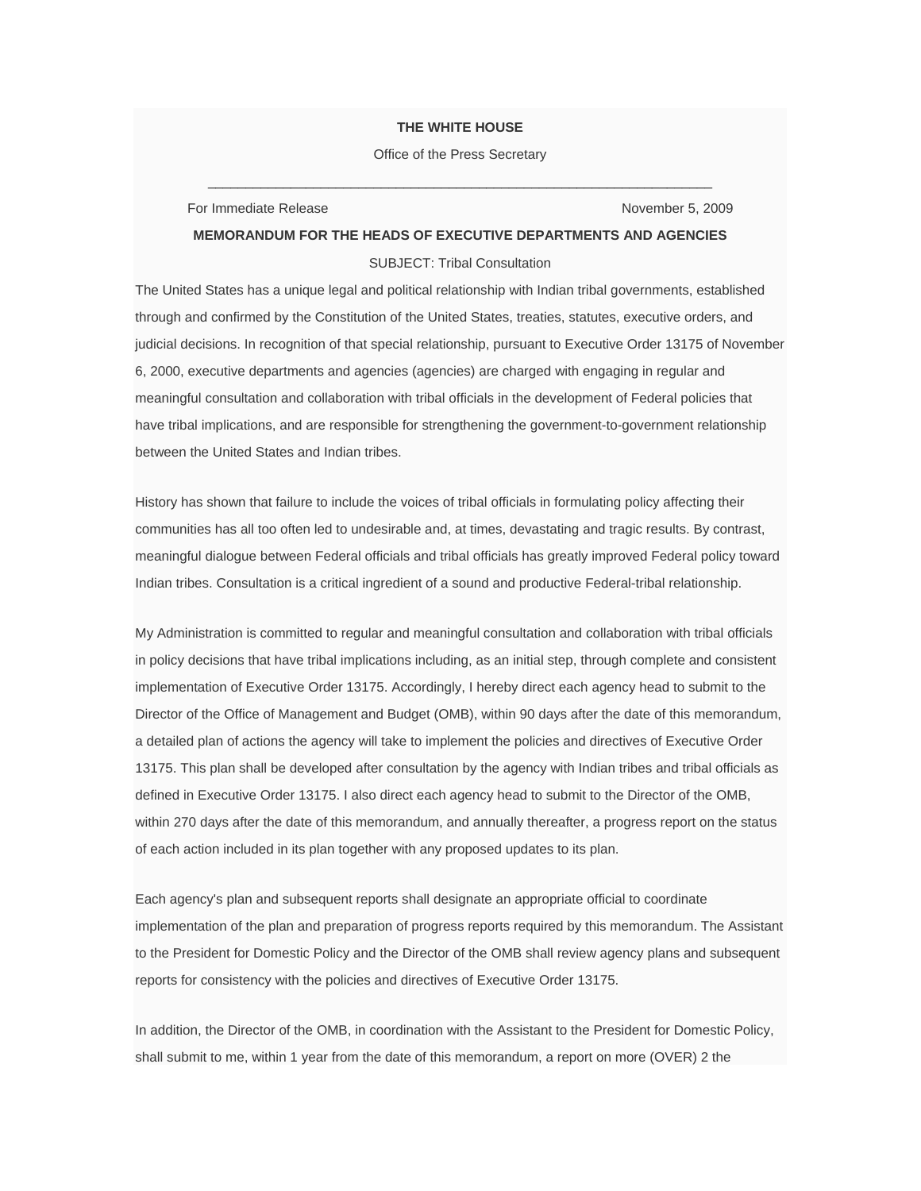**THE WHITE HOUSE**

Office of the Press Secretary

---

For Immediate Release November 5, 2009

**MEMORANDUM FOR THE HEADS OF EXECUTIVE DEPARTMENTS AND AGENCIES**

SUBJECT: Tribal Consultation

The United States has a unique legal and political relationship with Indian tribal governments, established through and confirmed by the Constitution of the United States, treaties, statutes, executive orders, and judicial decisions. In recognition of that special relationship, pursuant to Executive Order 13175 of November 6, 2000, executive departments and agencies (agencies) are charged with engaging in regular and meaningful consultation and collaboration with tribal officials in the development of Federal policies that have tribal implications, and are responsible for strengthening the government-to-government relationship between the United States and Indian tribes.

History has shown that failure to include the voices of tribal officials in formulating policy affecting their communities has all too often led to undesirable and, at times, devastating and tragic results. By contrast, meaningful dialogue between Federal officials and tribal officials has greatly improved Federal policy toward Indian tribes. Consultation is a critical ingredient of a sound and productive Federal-tribal relationship.

My Administration is committed to regular and meaningful consultation and collaboration with tribal officials in policy decisions that have tribal implications including, as an initial step, through complete and consistent implementation of Executive Order 13175. Accordingly, I hereby direct each agency head to submit to the Director of the Office of Management and Budget (OMB), within 90 days after the date of this memorandum, a detailed plan of actions the agency will take to implement the policies and directives of Executive Order 13175. This plan shall be developed after consultation by the agency with Indian tribes and tribal officials as defined in Executive Order 13175. I also direct each agency head to submit to the Director of the OMB, within 270 days after the date of this memorandum, and annually thereafter, a progress report on the status of each action included in its plan together with any proposed updates to its plan.

Each agency's plan and subsequent reports shall designate an appropriate official to coordinate implementation of the plan and preparation of progress reports required by this memorandum. The Assistant to the President for Domestic Policy and the Director of the OMB shall review agency plans and subsequent reports for consistency with the policies and directives of Executive Order 13175.

In addition, the Director of the OMB, in coordination with the Assistant to the President for Domestic Policy, shall submit to me, within 1 year from the date of this memorandum, a report on more (OVER) 2 the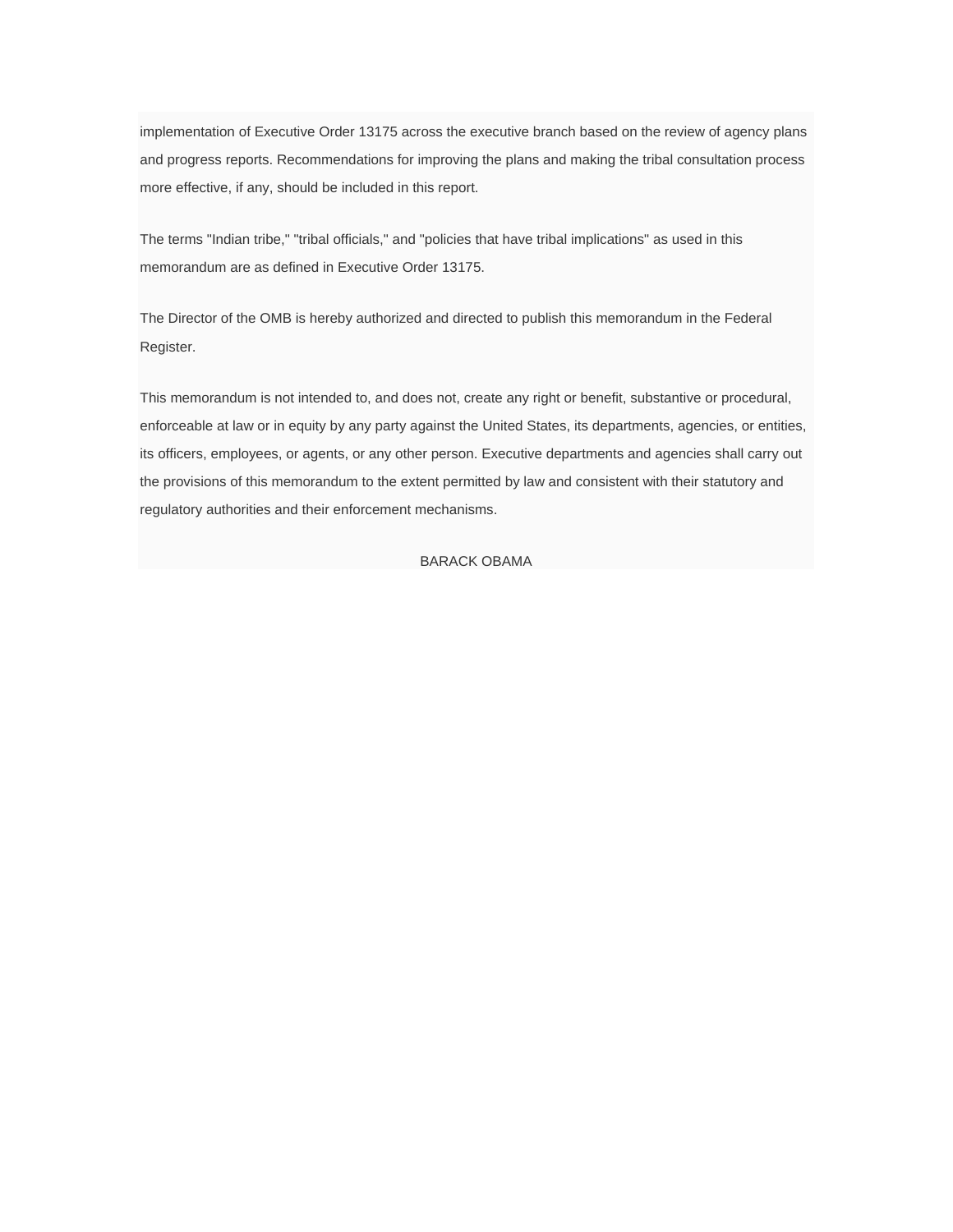implementation of Executive Order 13175 across the executive branch based on the review of agency plans and progress reports. Recommendations for improving the plans and making the tribal consultation process more effective, if any, should be included in this report.

The terms "Indian tribe," "tribal officials," and "policies that have tribal implications" as used in this memorandum are as defined in Executive Order 13175.

The Director of the OMB is hereby authorized and directed to publish this memorandum in the Federal Register.

This memorandum is not intended to, and does not, create any right or benefit, substantive or procedural, enforceable at law or in equity by any party against the United States, its departments, agencies, or entities, its officers, employees, or agents, or any other person. Executive departments and agencies shall carry out the provisions of this memorandum to the extent permitted by law and consistent with their statutory and regulatory authorities and their enforcement mechanisms.

BARACK OBAMA